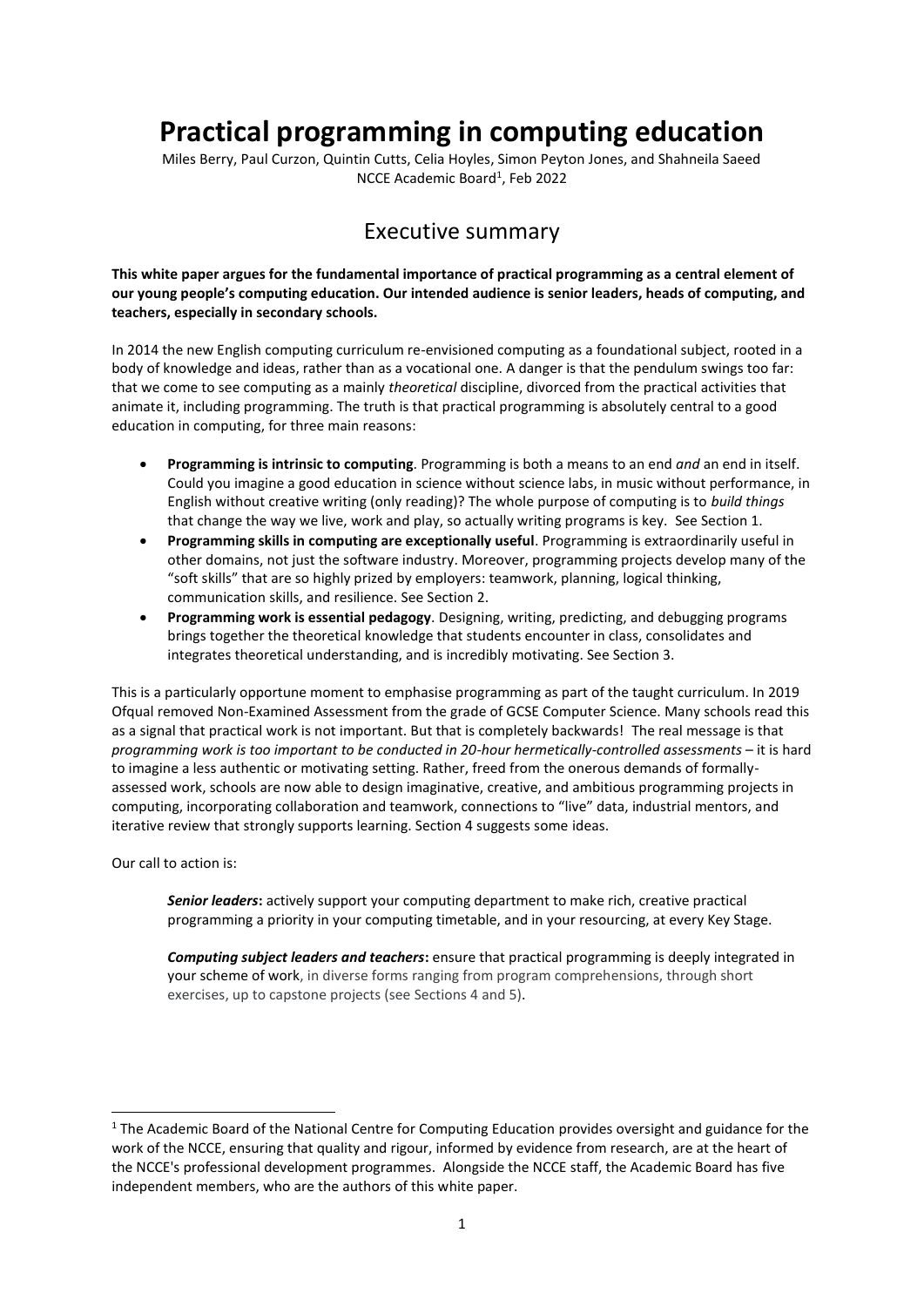# Practical programming in computing education

Miles Berry, Paul Curzon, Quintin Cutts, Celia Hoyles, Simon Peyton Jones, and Shahneila Saeed
NCCE Academic Board[1], Feb 2022

## Executive summary

**This white paper argues for the fundamental importance of practical programming as a central element of our young people's computing education. Our intended audience is senior leaders, heads of computing, and teachers, especially in secondary schools.**

In 2014 the new English computing curriculum re-envisioned computing as a foundational subject, rooted in a body of knowledge and ideas, rather than as a vocational one. A danger is that the pendulum swings too far: that we come to see computing as a mainly *theoretical* discipline, divorced from the practical activities that animate it, including programming. The truth is that practical programming is absolutely central to a good education in computing, for three main reasons:

- **Programming is intrinsic to computing**. Programming is both a means to an end *and* an end in itself. Could you imagine a good education in science without science labs, in music without performance, in English without creative writing (only reading)? The whole purpose of computing is to *build things* that change the way we live, work and play, so actually writing programs is key. See Section 1.
- **Programming skills in computing are exceptionally useful**. Programming is extraordinarily useful in other domains, not just the software industry. Moreover, programming projects develop many of the "soft skills" that are so highly prized by employers: teamwork, planning, logical thinking, communication skills, and resilience. See Section 2.
- **Programming work is essential pedagogy**. Designing, writing, predicting, and debugging programs brings together the theoretical knowledge that students encounter in class, consolidates and integrates theoretical understanding, and is incredibly motivating. See Section 3.

This is a particularly opportune moment to emphasise programming as part of the taught curriculum. In 2019 Ofqual removed Non-Examined Assessment from the grade of GCSE Computer Science. Many schools read this as a signal that practical work is not important. But that is completely backwards! The real message is that *programming work is too important to be conducted in 20-hour hermetically-controlled assessments* – it is hard to imagine a less authentic or motivating setting. Rather, freed from the onerous demands of formally-assessed work, schools are now able to design imaginative, creative, and ambitious programming projects in computing, incorporating collaboration and teamwork, connections to "live" data, industrial mentors, and iterative review that strongly supports learning. Section 4 suggests some ideas.

Our call to action is:

> ***Senior leaders*****:** actively support your computing department to make rich, creative practical programming a priority in your computing timetable, and in your resourcing, at every Key Stage.
>
> ***Computing subject leaders and teachers*****:** ensure that practical programming is deeply integrated in your scheme of work, in diverse forms ranging from program comprehensions, through short exercises, up to capstone projects (see Sections 4 and 5).

[1] The Academic Board of the National Centre for Computing Education provides oversight and guidance for the work of the NCCE, ensuring that quality and rigour, informed by evidence from research, are at the heart of the NCCE's professional development programmes. Alongside the NCCE staff, the Academic Board has five independent members, who are the authors of this white paper.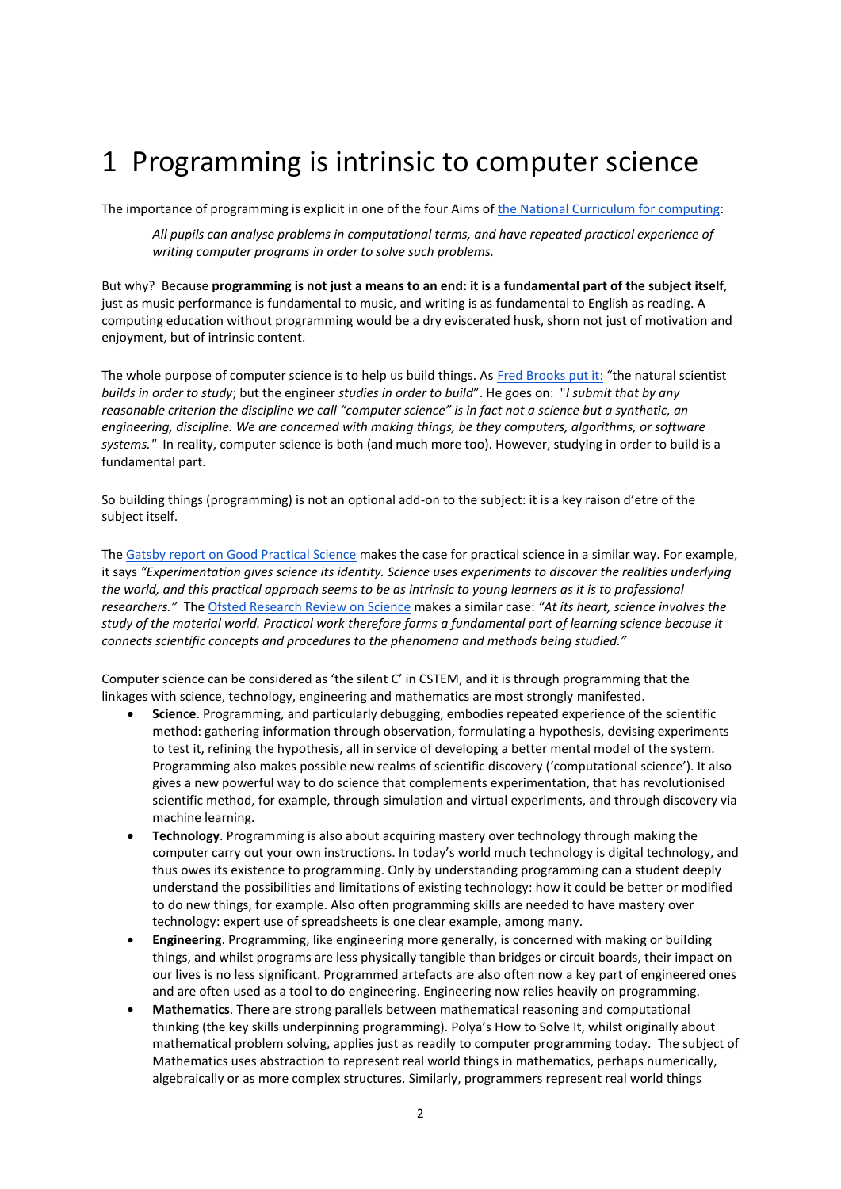# 1 Programming is intrinsic to computer science

The importance of programming is explicit in one of the four Aims of [the National Curriculum for computing](#):

> *All pupils can analyse problems in computational terms, and have repeated practical experience of writing computer programs in order to solve such problems.*

But why? Because **programming is not just a means to an end: it is a fundamental part of the subject itself**, just as music performance is fundamental to music, and writing is as fundamental to English as reading. A computing education without programming would be a dry eviscerated husk, shorn not just of motivation and enjoyment, but of intrinsic content.

The whole purpose of computer science is to help us build things. As [Fred Brooks put it:](#) "the natural scientist *builds in order to study*; but the engineer *studies in order to build*". He goes on: "*I submit that by any reasonable criterion the discipline we call "computer science" is in fact not a science but a synthetic, an engineering, discipline. We are concerned with making things, be they computers, algorithms, or software systems.*" In reality, computer science is both (and much more too). However, studying in order to build is a fundamental part.

So building things (programming) is not an optional add-on to the subject: it is a key raison d'etre of the subject itself.

The [Gatsby report on Good Practical Science](#) makes the case for practical science in a similar way. For example, it says *"Experimentation gives science its identity. Science uses experiments to discover the realities underlying the world, and this practical approach seems to be as intrinsic to young learners as it is to professional researchers."* The [Ofsted Research Review on Science](#) makes a similar case: *"At its heart, science involves the study of the material world. Practical work therefore forms a fundamental part of learning science because it connects scientific concepts and procedures to the phenomena and methods being studied."*

Computer science can be considered as 'the silent C' in CSTEM, and it is through programming that the linkages with science, technology, engineering and mathematics are most strongly manifested.

- **Science**. Programming, and particularly debugging, embodies repeated experience of the scientific method: gathering information through observation, formulating a hypothesis, devising experiments to test it, refining the hypothesis, all in service of developing a better mental model of the system. Programming also makes possible new realms of scientific discovery ('computational science'). It also gives a new powerful way to do science that complements experimentation, that has revolutionised scientific method, for example, through simulation and virtual experiments, and through discovery via machine learning.
- **Technology**. Programming is also about acquiring mastery over technology through making the computer carry out your own instructions. In today's world much technology is digital technology, and thus owes its existence to programming. Only by understanding programming can a student deeply understand the possibilities and limitations of existing technology: how it could be better or modified to do new things, for example. Also often programming skills are needed to have mastery over technology: expert use of spreadsheets is one clear example, among many.
- **Engineering**. Programming, like engineering more generally, is concerned with making or building things, and whilst programs are less physically tangible than bridges or circuit boards, their impact on our lives is no less significant. Programmed artefacts are also often now a key part of engineered ones and are often used as a tool to do engineering. Engineering now relies heavily on programming.
- **Mathematics**. There are strong parallels between mathematical reasoning and computational thinking (the key skills underpinning programming). Polya's How to Solve It, whilst originally about mathematical problem solving, applies just as readily to computer programming today. The subject of Mathematics uses abstraction to represent real world things in mathematics, perhaps numerically, algebraically or as more complex structures. Similarly, programmers represent real world things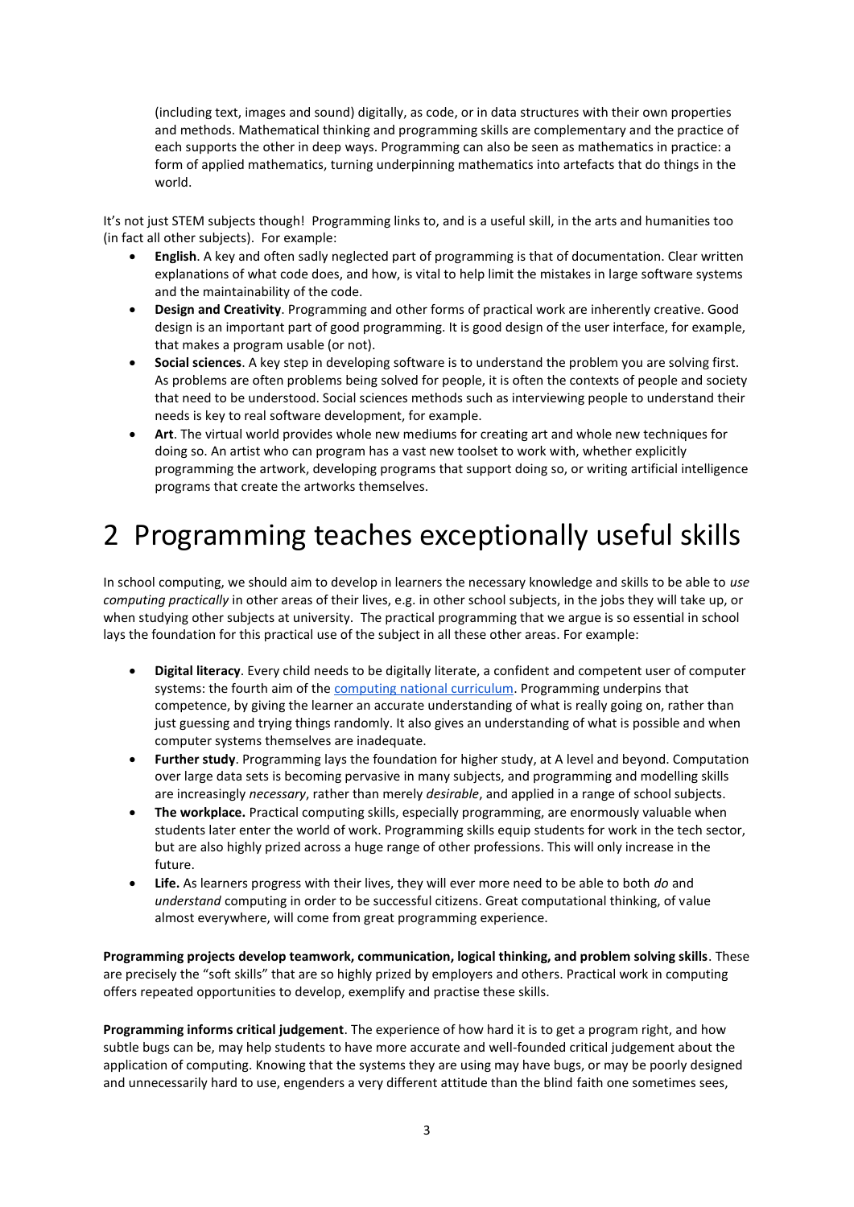(including text, images and sound) digitally, as code, or in data structures with their own properties and methods. Mathematical thinking and programming skills are complementary and the practice of each supports the other in deep ways. Programming can also be seen as mathematics in practice: a form of applied mathematics, turning underpinning mathematics into artefacts that do things in the world.

It's not just STEM subjects though! Programming links to, and is a useful skill, in the arts and humanities too (in fact all other subjects). For example:

- **English**. A key and often sadly neglected part of programming is that of documentation. Clear written explanations of what code does, and how, is vital to help limit the mistakes in large software systems and the maintainability of the code.
- **Design and Creativity**. Programming and other forms of practical work are inherently creative. Good design is an important part of good programming. It is good design of the user interface, for example, that makes a program usable (or not).
- **Social sciences**. A key step in developing software is to understand the problem you are solving first. As problems are often problems being solved for people, it is often the contexts of people and society that need to be understood. Social sciences methods such as interviewing people to understand their needs is key to real software development, for example.
- **Art**. The virtual world provides whole new mediums for creating art and whole new techniques for doing so. An artist who can program has a vast new toolset to work with, whether explicitly programming the artwork, developing programs that support doing so, or writing artificial intelligence programs that create the artworks themselves.

# 2 Programming teaches exceptionally useful skills

In school computing, we should aim to develop in learners the necessary knowledge and skills to be able to *use computing practically* in other areas of their lives, e.g. in other school subjects, in the jobs they will take up, or when studying other subjects at university. The practical programming that we argue is so essential in school lays the foundation for this practical use of the subject in all these other areas. For example:

- **Digital literacy**. Every child needs to be digitally literate, a confident and competent user of computer systems: the fourth aim of the computing national curriculum. Programming underpins that competence, by giving the learner an accurate understanding of what is really going on, rather than just guessing and trying things randomly. It also gives an understanding of what is possible and when computer systems themselves are inadequate.
- **Further study**. Programming lays the foundation for higher study, at A level and beyond. Computation over large data sets is becoming pervasive in many subjects, and programming and modelling skills are increasingly *necessary*, rather than merely *desirable*, and applied in a range of school subjects.
- **The workplace.** Practical computing skills, especially programming, are enormously valuable when students later enter the world of work. Programming skills equip students for work in the tech sector, but are also highly prized across a huge range of other professions. This will only increase in the future.
- **Life.** As learners progress with their lives, they will ever more need to be able to both *do* and *understand* computing in order to be successful citizens. Great computational thinking, of value almost everywhere, will come from great programming experience.

**Programming projects develop teamwork, communication, logical thinking, and problem solving skills**. These are precisely the "soft skills" that are so highly prized by employers and others. Practical work in computing offers repeated opportunities to develop, exemplify and practise these skills.

**Programming informs critical judgement**. The experience of how hard it is to get a program right, and how subtle bugs can be, may help students to have more accurate and well-founded critical judgement about the application of computing. Knowing that the systems they are using may have bugs, or may be poorly designed and unnecessarily hard to use, engenders a very different attitude than the blind faith one sometimes sees,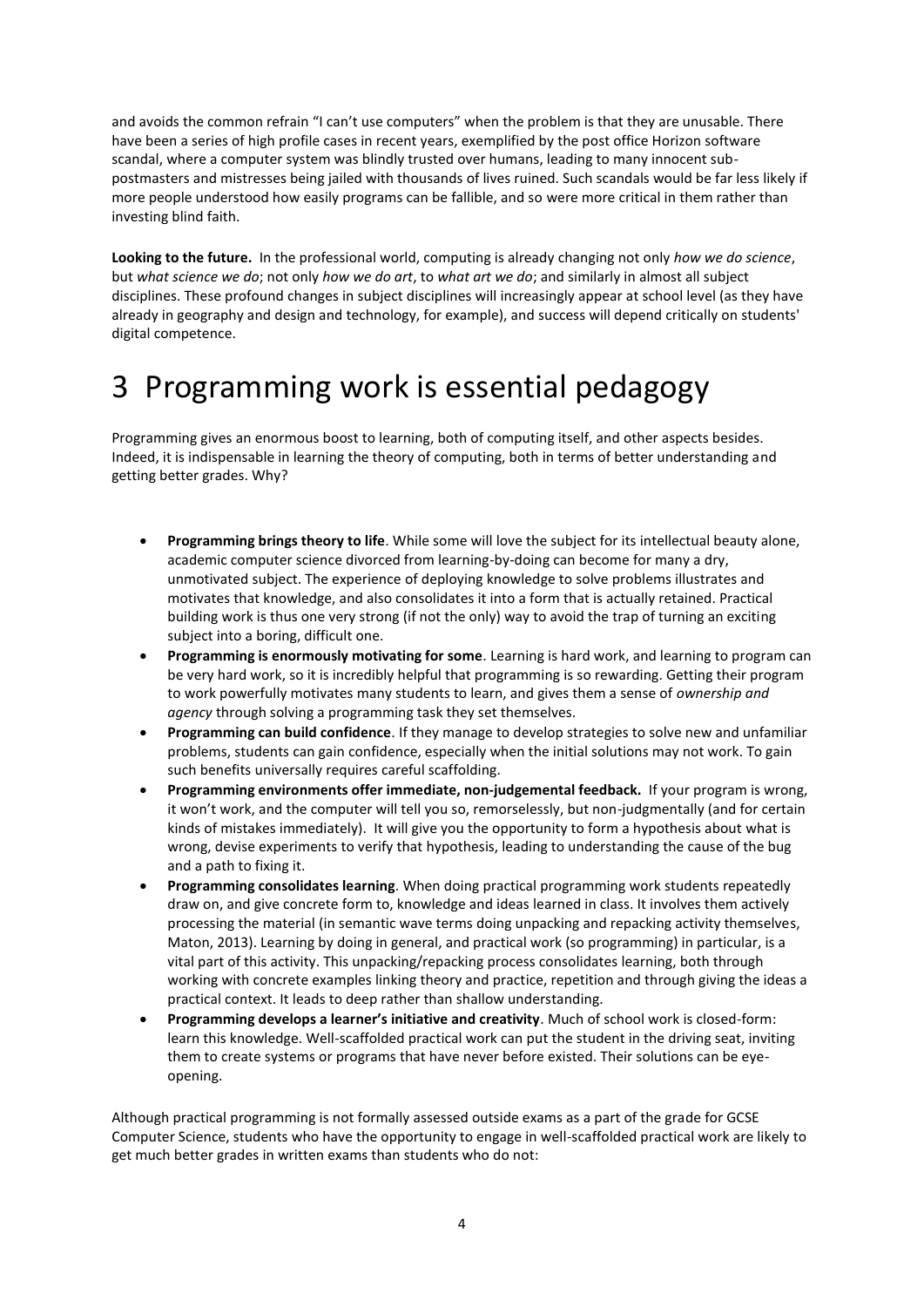and avoids the common refrain "I can't use computers" when the problem is that they are unusable. There have been a series of high profile cases in recent years, exemplified by the post office Horizon software scandal, where a computer system was blindly trusted over humans, leading to many innocent sub-postmasters and mistresses being jailed with thousands of lives ruined. Such scandals would be far less likely if more people understood how easily programs can be fallible, and so were more critical in them rather than investing blind faith.

**Looking to the future.** In the professional world, computing is already changing not only *how we do science*, but *what science we do*; not only *how we do art*, to *what art we do*; and similarly in almost all subject disciplines. These profound changes in subject disciplines will increasingly appear at school level (as they have already in geography and design and technology, for example), and success will depend critically on students' digital competence.

# 3 Programming work is essential pedagogy

Programming gives an enormous boost to learning, both of computing itself, and other aspects besides. Indeed, it is indispensable in learning the theory of computing, both in terms of better understanding and getting better grades. Why?

- **Programming brings theory to life**. While some will love the subject for its intellectual beauty alone, academic computer science divorced from learning-by-doing can become for many a dry, unmotivated subject. The experience of deploying knowledge to solve problems illustrates and motivates that knowledge, and also consolidates it into a form that is actually retained. Practical building work is thus one very strong (if not the only) way to avoid the trap of turning an exciting subject into a boring, difficult one.
- **Programming is enormously motivating for some**. Learning is hard work, and learning to program can be very hard work, so it is incredibly helpful that programming is so rewarding. Getting their program to work powerfully motivates many students to learn, and gives them a sense of *ownership and agency* through solving a programming task they set themselves.
- **Programming can build confidence**. If they manage to develop strategies to solve new and unfamiliar problems, students can gain confidence, especially when the initial solutions may not work. To gain such benefits universally requires careful scaffolding.
- **Programming environments offer immediate, non-judgemental feedback.** If your program is wrong, it won't work, and the computer will tell you so, remorselessly, but non-judgmentally (and for certain kinds of mistakes immediately). It will give you the opportunity to form a hypothesis about what is wrong, devise experiments to verify that hypothesis, leading to understanding the cause of the bug and a path to fixing it.
- **Programming consolidates learning**. When doing practical programming work students repeatedly draw on, and give concrete form to, knowledge and ideas learned in class. It involves them actively processing the material (in semantic wave terms doing unpacking and repacking activity themselves, Maton, 2013). Learning by doing in general, and practical work (so programming) in particular, is a vital part of this activity. This unpacking/repacking process consolidates learning, both through working with concrete examples linking theory and practice, repetition and through giving the ideas a practical context. It leads to deep rather than shallow understanding.
- **Programming develops a learner's initiative and creativity**. Much of school work is closed-form: learn this knowledge. Well-scaffolded practical work can put the student in the driving seat, inviting them to create systems or programs that have never before existed. Their solutions can be eye-opening.

Although practical programming is not formally assessed outside exams as a part of the grade for GCSE Computer Science, students who have the opportunity to engage in well-scaffolded practical work are likely to get much better grades in written exams than students who do not: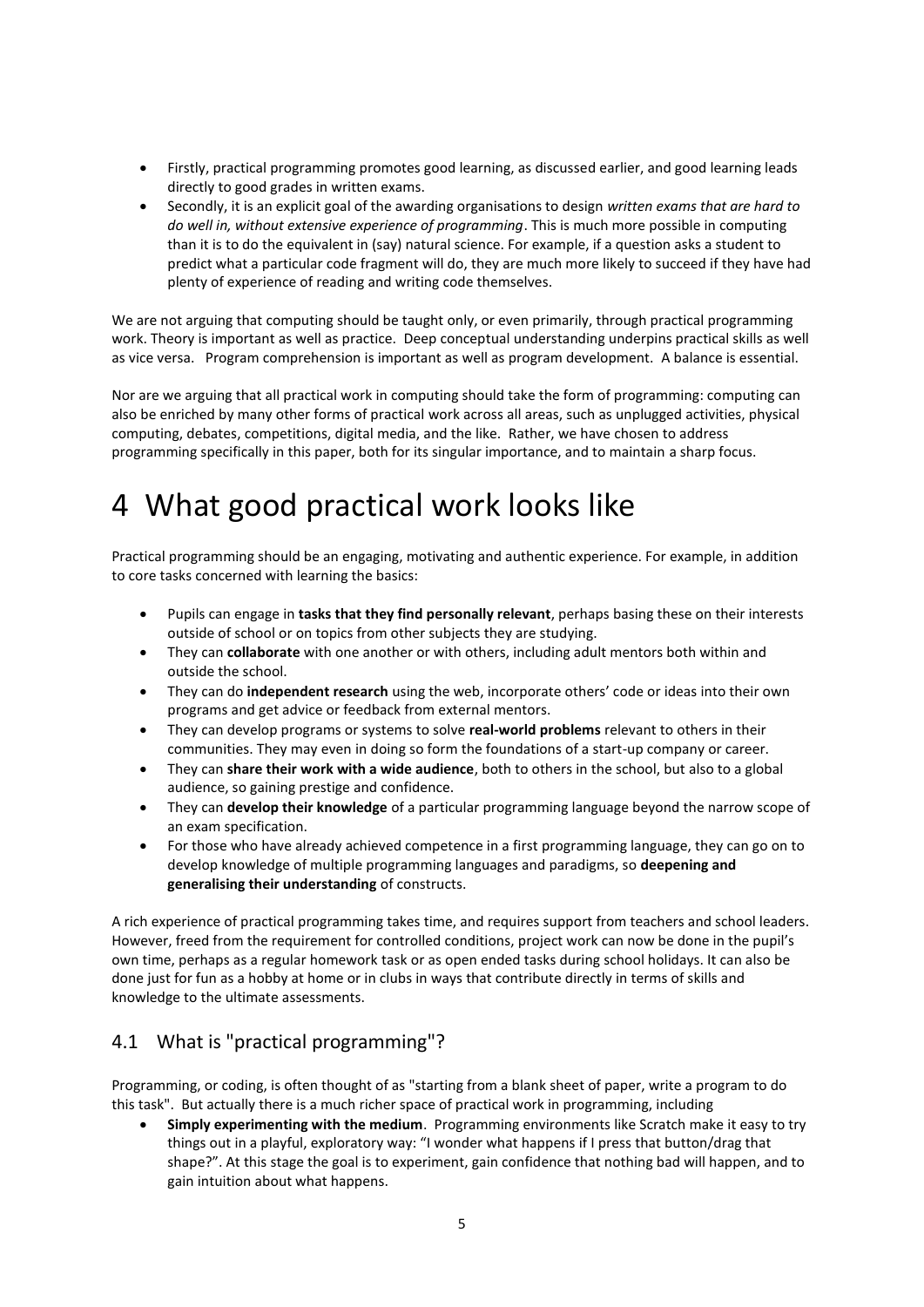- Firstly, practical programming promotes good learning, as discussed earlier, and good learning leads directly to good grades in written exams.
- Secondly, it is an explicit goal of the awarding organisations to design *written exams that are hard to do well in, without extensive experience of programming*. This is much more possible in computing than it is to do the equivalent in (say) natural science. For example, if a question asks a student to predict what a particular code fragment will do, they are much more likely to succeed if they have had plenty of experience of reading and writing code themselves.

We are not arguing that computing should be taught only, or even primarily, through practical programming work. Theory is important as well as practice. Deep conceptual understanding underpins practical skills as well as vice versa. Program comprehension is important as well as program development. A balance is essential.

Nor are we arguing that all practical work in computing should take the form of programming: computing can also be enriched by many other forms of practical work across all areas, such as unplugged activities, physical computing, debates, competitions, digital media, and the like. Rather, we have chosen to address programming specifically in this paper, both for its singular importance, and to maintain a sharp focus.

# 4 What good practical work looks like

Practical programming should be an engaging, motivating and authentic experience. For example, in addition to core tasks concerned with learning the basics:

- Pupils can engage in **tasks that they find personally relevant**, perhaps basing these on their interests outside of school or on topics from other subjects they are studying.
- They can **collaborate** with one another or with others, including adult mentors both within and outside the school.
- They can do **independent research** using the web, incorporate others' code or ideas into their own programs and get advice or feedback from external mentors.
- They can develop programs or systems to solve **real-world problems** relevant to others in their communities. They may even in doing so form the foundations of a start-up company or career.
- They can **share their work with a wide audience**, both to others in the school, but also to a global audience, so gaining prestige and confidence.
- They can **develop their knowledge** of a particular programming language beyond the narrow scope of an exam specification.
- For those who have already achieved competence in a first programming language, they can go on to develop knowledge of multiple programming languages and paradigms, so **deepening and generalising their understanding** of constructs.

A rich experience of practical programming takes time, and requires support from teachers and school leaders. However, freed from the requirement for controlled conditions, project work can now be done in the pupil's own time, perhaps as a regular homework task or as open ended tasks during school holidays. It can also be done just for fun as a hobby at home or in clubs in ways that contribute directly in terms of skills and knowledge to the ultimate assessments.

## 4.1 What is "practical programming"?

Programming, or coding, is often thought of as "starting from a blank sheet of paper, write a program to do this task". But actually there is a much richer space of practical work in programming, including

- **Simply experimenting with the medium**. Programming environments like Scratch make it easy to try things out in a playful, exploratory way: "I wonder what happens if I press that button/drag that shape?". At this stage the goal is to experiment, gain confidence that nothing bad will happen, and to gain intuition about what happens.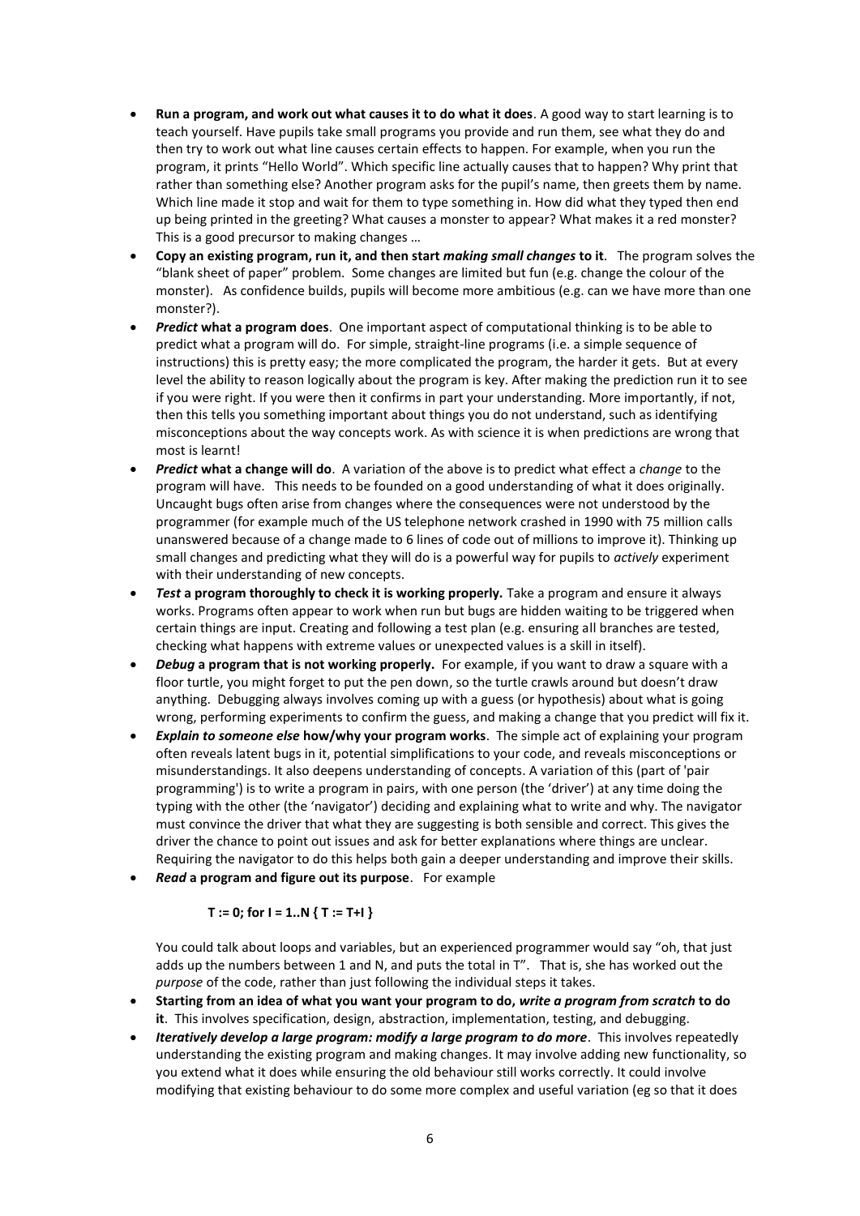- **Run a program, and work out what causes it to do what it does**. A good way to start learning is to teach yourself. Have pupils take small programs you provide and run them, see what they do and then try to work out what line causes certain effects to happen. For example, when you run the program, it prints "Hello World". Which specific line actually causes that to happen? Why print that rather than something else? Another program asks for the pupil's name, then greets them by name. Which line made it stop and wait for them to type something in. How did what they typed then end up being printed in the greeting? What causes a monster to appear? What makes it a red monster? This is a good precursor to making changes …
- **Copy an existing program, run it, and then start *making small changes* to it**. The program solves the "blank sheet of paper" problem. Some changes are limited but fun (e.g. change the colour of the monster). As confidence builds, pupils will become more ambitious (e.g. can we have more than one monster?).
- ***Predict* what a program does**. One important aspect of computational thinking is to be able to predict what a program will do. For simple, straight-line programs (i.e. a simple sequence of instructions) this is pretty easy; the more complicated the program, the harder it gets. But at every level the ability to reason logically about the program is key. After making the prediction run it to see if you were right. If you were then it confirms in part your understanding. More importantly, if not, then this tells you something important about things you do not understand, such as identifying misconceptions about the way concepts work. As with science it is when predictions are wrong that most is learnt!
- ***Predict* what a change will do**. A variation of the above is to predict what effect a *change* to the program will have. This needs to be founded on a good understanding of what it does originally. Uncaught bugs often arise from changes where the consequences were not understood by the programmer (for example much of the US telephone network crashed in 1990 with 75 million calls unanswered because of a change made to 6 lines of code out of millions to improve it). Thinking up small changes and predicting what they will do is a powerful way for pupils to *actively* experiment with their understanding of new concepts.
- ***Test* a program thoroughly to check it is working properly.** Take a program and ensure it always works. Programs often appear to work when run but bugs are hidden waiting to be triggered when certain things are input. Creating and following a test plan (e.g. ensuring all branches are tested, checking what happens with extreme values or unexpected values is a skill in itself).
- ***Debug* a program that is not working properly.** For example, if you want to draw a square with a floor turtle, you might forget to put the pen down, so the turtle crawls around but doesn't draw anything. Debugging always involves coming up with a guess (or hypothesis) about what is going wrong, performing experiments to confirm the guess, and making a change that you predict will fix it.
- ***Explain to someone else* how/why your program works**. The simple act of explaining your program often reveals latent bugs in it, potential simplifications to your code, and reveals misconceptions or misunderstandings. It also deepens understanding of concepts. A variation of this (part of 'pair programming') is to write a program in pairs, with one person (the 'driver') at any time doing the typing with the other (the 'navigator') deciding and explaining what to write and why. The navigator must convince the driver that what they are suggesting is both sensible and correct. This gives the driver the chance to point out issues and ask for better explanations where things are unclear. Requiring the navigator to do this helps both gain a deeper understanding and improve their skills.
- ***Read* a program and figure out its purpose**. For example

  ```
  T := 0; for I = 1..N { T := T+I }
  ```

  You could talk about loops and variables, but an experienced programmer would say "oh, that just adds up the numbers between 1 and N, and puts the total in T". That is, she has worked out the *purpose* of the code, rather than just following the individual steps it takes.
- **Starting from an idea of what you want your program to do, *write a program from scratch* to do it**. This involves specification, design, abstraction, implementation, testing, and debugging.
- ***Iteratively develop a large program: modify a large program to do more***. This involves repeatedly understanding the existing program and making changes. It may involve adding new functionality, so you extend what it does while ensuring the old behaviour still works correctly. It could involve modifying that existing behaviour to do some more complex and useful variation (eg so that it does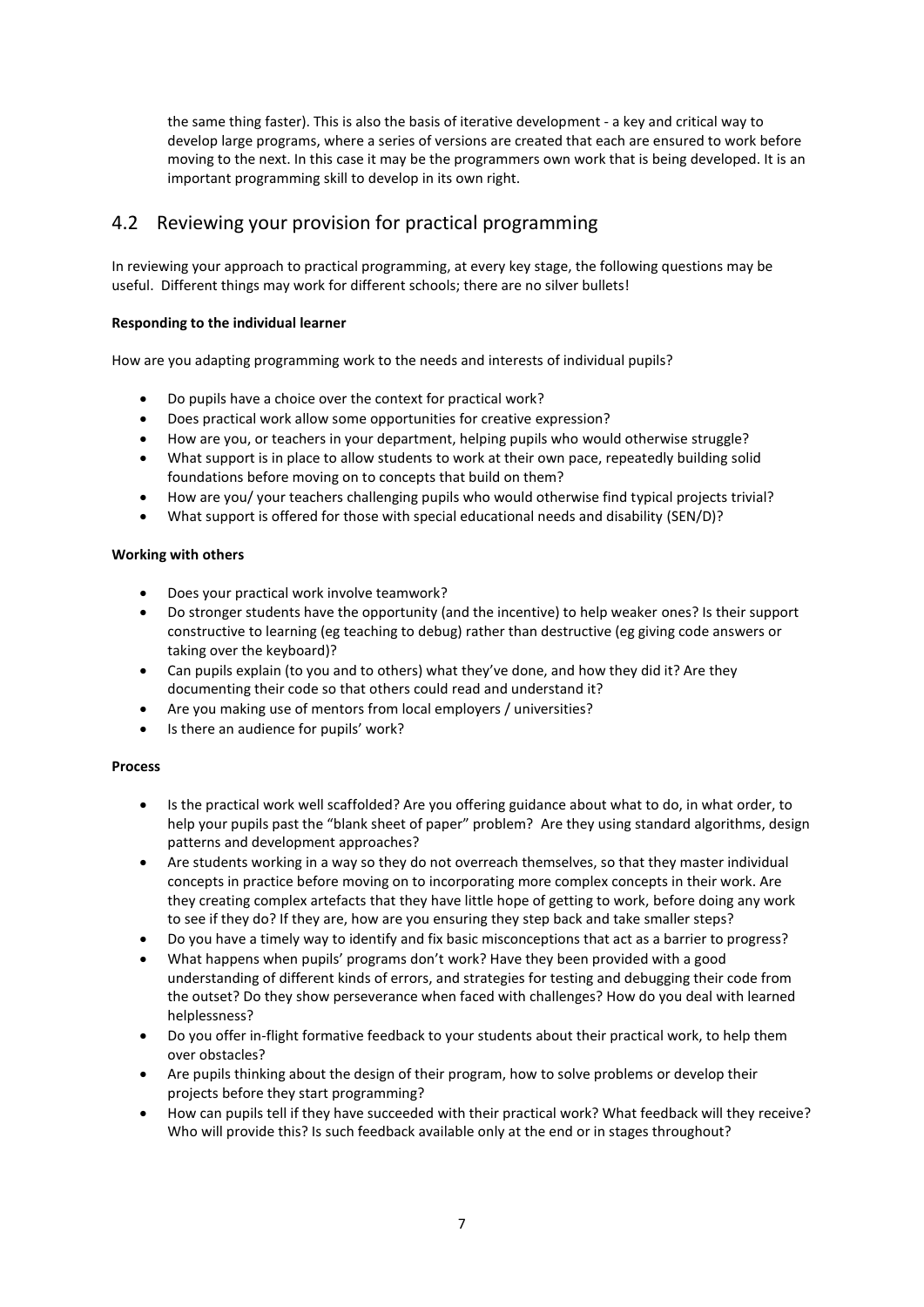the same thing faster). This is also the basis of iterative development - a key and critical way to develop large programs, where a series of versions are created that each are ensured to work before moving to the next. In this case it may be the programmers own work that is being developed. It is an important programming skill to develop in its own right.

## 4.2 Reviewing your provision for practical programming

In reviewing your approach to practical programming, at every key stage, the following questions may be useful. Different things may work for different schools; there are no silver bullets!

**Responding to the individual learner**

How are you adapting programming work to the needs and interests of individual pupils?

- Do pupils have a choice over the context for practical work?
- Does practical work allow some opportunities for creative expression?
- How are you, or teachers in your department, helping pupils who would otherwise struggle?
- What support is in place to allow students to work at their own pace, repeatedly building solid foundations before moving on to concepts that build on them?
- How are you/ your teachers challenging pupils who would otherwise find typical projects trivial?
- What support is offered for those with special educational needs and disability (SEN/D)?

**Working with others**

- Does your practical work involve teamwork?
- Do stronger students have the opportunity (and the incentive) to help weaker ones? Is their support constructive to learning (eg teaching to debug) rather than destructive (eg giving code answers or taking over the keyboard)?
- Can pupils explain (to you and to others) what they've done, and how they did it? Are they documenting their code so that others could read and understand it?
- Are you making use of mentors from local employers / universities?
- Is there an audience for pupils' work?

**Process**

- Is the practical work well scaffolded? Are you offering guidance about what to do, in what order, to help your pupils past the "blank sheet of paper" problem? Are they using standard algorithms, design patterns and development approaches?
- Are students working in a way so they do not overreach themselves, so that they master individual concepts in practice before moving on to incorporating more complex concepts in their work. Are they creating complex artefacts that they have little hope of getting to work, before doing any work to see if they do? If they are, how are you ensuring they step back and take smaller steps?
- Do you have a timely way to identify and fix basic misconceptions that act as a barrier to progress?
- What happens when pupils' programs don't work? Have they been provided with a good understanding of different kinds of errors, and strategies for testing and debugging their code from the outset? Do they show perseverance when faced with challenges? How do you deal with learned helplessness?
- Do you offer in-flight formative feedback to your students about their practical work, to help them over obstacles?
- Are pupils thinking about the design of their program, how to solve problems or develop their projects before they start programming?
- How can pupils tell if they have succeeded with their practical work? What feedback will they receive? Who will provide this? Is such feedback available only at the end or in stages throughout?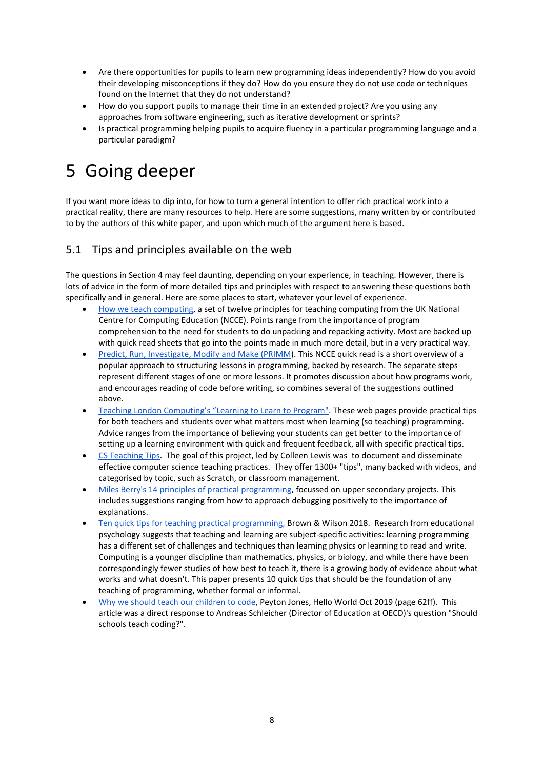- Are there opportunities for pupils to learn new programming ideas independently? How do you avoid their developing misconceptions if they do? How do you ensure they do not use code or techniques found on the Internet that they do not understand?
- How do you support pupils to manage their time in an extended project? Are you using any approaches from software engineering, such as iterative development or sprints?
- Is practical programming helping pupils to acquire fluency in a particular programming language and a particular paradigm?

# 5 Going deeper

If you want more ideas to dip into, for how to turn a general intention to offer rich practical work into a practical reality, there are many resources to help. Here are some suggestions, many written by or contributed to by the authors of this white paper, and upon which much of the argument here is based.

## 5.1 Tips and principles available on the web

The questions in Section 4 may feel daunting, depending on your experience, in teaching. However, there is lots of advice in the form of more detailed tips and principles with respect to answering these questions both specifically and in general. Here are some places to start, whatever your level of experience.

- How we teach computing, a set of twelve principles for teaching computing from the UK National Centre for Computing Education (NCCE). Points range from the importance of program comprehension to the need for students to do unpacking and repacking activity. Most are backed up with quick read sheets that go into the points made in much more detail, but in a very practical way.
- Predict, Run, Investigate, Modify and Make (PRIMM). This NCCE quick read is a short overview of a popular approach to structuring lessons in programming, backed by research. The separate steps represent different stages of one or more lessons. It promotes discussion about how programs work, and encourages reading of code before writing, so combines several of the suggestions outlined above.
- Teaching London Computing's "Learning to Learn to Program". These web pages provide practical tips for both teachers and students over what matters most when learning (so teaching) programming. Advice ranges from the importance of believing your students can get better to the importance of setting up a learning environment with quick and frequent feedback, all with specific practical tips.
- CS Teaching Tips. The goal of this project, led by Colleen Lewis was to document and disseminate effective computer science teaching practices. They offer 1300+ "tips", many backed with videos, and categorised by topic, such as Scratch, or classroom management.
- Miles Berry's 14 principles of practical programming, focussed on upper secondary projects. This includes suggestions ranging from how to approach debugging positively to the importance of explanations.
- Ten quick tips for teaching practical programming, Brown & Wilson 2018. Research from educational psychology suggests that teaching and learning are subject-specific activities: learning programming has a different set of challenges and techniques than learning physics or learning to read and write. Computing is a younger discipline than mathematics, physics, or biology, and while there have been correspondingly fewer studies of how best to teach it, there is a growing body of evidence about what works and what doesn't. This paper presents 10 quick tips that should be the foundation of any teaching of programming, whether formal or informal.
- Why we should teach our children to code, Peyton Jones, Hello World Oct 2019 (page 62ff). This article was a direct response to Andreas Schleicher (Director of Education at OECD)'s question "Should schools teach coding?".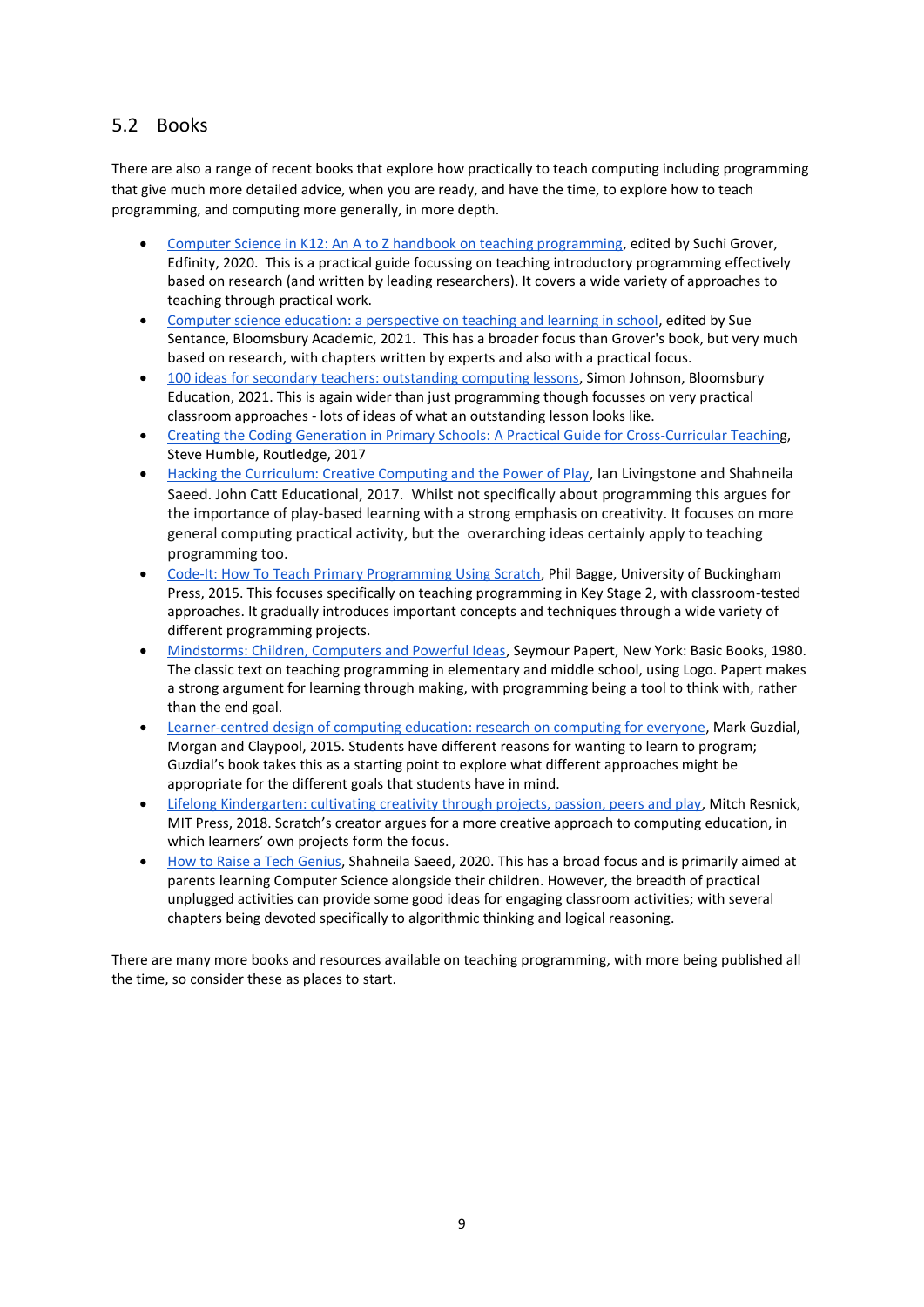## 5.2 Books

There are also a range of recent books that explore how practically to teach computing including programming that give much more detailed advice, when you are ready, and have the time, to explore how to teach programming, and computing more generally, in more depth.

- Computer Science in K12: An A to Z handbook on teaching programming, edited by Suchi Grover, Edfinity, 2020. This is a practical guide focussing on teaching introductory programming effectively based on research (and written by leading researchers). It covers a wide variety of approaches to teaching through practical work.
- Computer science education: a perspective on teaching and learning in school, edited by Sue Sentance, Bloomsbury Academic, 2021. This has a broader focus than Grover's book, but very much based on research, with chapters written by experts and also with a practical focus.
- 100 ideas for secondary teachers: outstanding computing lessons, Simon Johnson, Bloomsbury Education, 2021. This is again wider than just programming though focusses on very practical classroom approaches - lots of ideas of what an outstanding lesson looks like.
- Creating the Coding Generation in Primary Schools: A Practical Guide for Cross-Curricular Teaching, Steve Humble, Routledge, 2017
- Hacking the Curriculum: Creative Computing and the Power of Play, Ian Livingstone and Shahneila Saeed. John Catt Educational, 2017. Whilst not specifically about programming this argues for the importance of play-based learning with a strong emphasis on creativity. It focuses on more general computing practical activity, but the overarching ideas certainly apply to teaching programming too.
- Code-It: How To Teach Primary Programming Using Scratch, Phil Bagge, University of Buckingham Press, 2015. This focuses specifically on teaching programming in Key Stage 2, with classroom-tested approaches. It gradually introduces important concepts and techniques through a wide variety of different programming projects.
- Mindstorms: Children, Computers and Powerful Ideas, Seymour Papert, New York: Basic Books, 1980. The classic text on teaching programming in elementary and middle school, using Logo. Papert makes a strong argument for learning through making, with programming being a tool to think with, rather than the end goal.
- Learner-centred design of computing education: research on computing for everyone, Mark Guzdial, Morgan and Claypool, 2015. Students have different reasons for wanting to learn to program; Guzdial's book takes this as a starting point to explore what different approaches might be appropriate for the different goals that students have in mind.
- Lifelong Kindergarten: cultivating creativity through projects, passion, peers and play, Mitch Resnick, MIT Press, 2018. Scratch's creator argues for a more creative approach to computing education, in which learners' own projects form the focus.
- How to Raise a Tech Genius, Shahneila Saeed, 2020. This has a broad focus and is primarily aimed at parents learning Computer Science alongside their children. However, the breadth of practical unplugged activities can provide some good ideas for engaging classroom activities; with several chapters being devoted specifically to algorithmic thinking and logical reasoning.

There are many more books and resources available on teaching programming, with more being published all the time, so consider these as places to start.